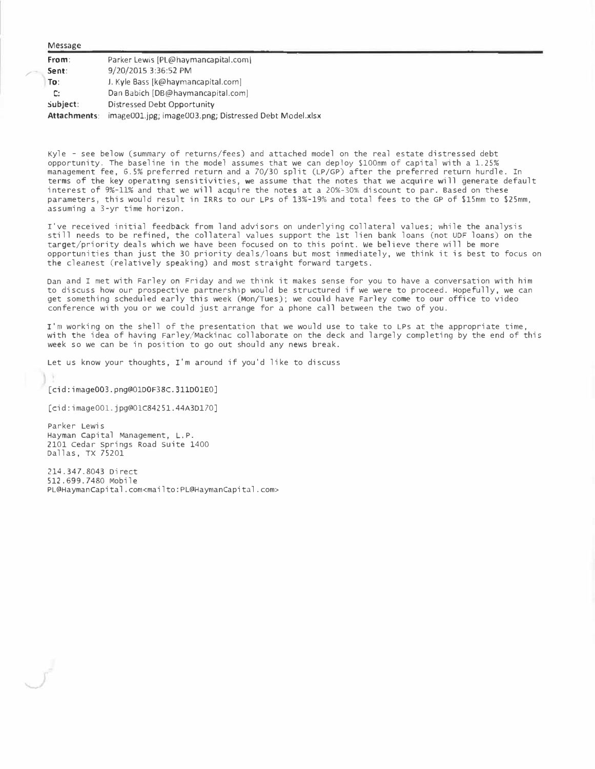Message

| | |
|---|---|
| **From**: | Parker Lewis [PL@haymancapital.com] |
| **Sent**: | 9/20/2015 3:36:52 PM |
| **To**: | J. Kyle Bass [k@haymancapital.com] |
| **CC**: | Dan Babich [DB@haymancapital.com] |
| **Subject**: | Distressed Debt Opportunity |
| **Attachments**: | image001.jpg; image003.png; Distressed Debt Model.xlsx |

Kyle - see below (summary of returns/fees) and attached model on the real estate distressed debt opportunity. The baseline in the model assumes that we can deploy $100mm of capital with a 1.25% management fee, 6.5% preferred return and a 70/30 split (LP/GP) after the preferred return hurdle. In terms of the key operating sensitivities, we assume that the notes that we acquire will generate default interest of 9%-11% and that we will acquire the notes at a 20%-30% discount to par. Based on these parameters, this would result in IRRs to our LPs of 13%-19% and total fees to the GP of $15mm to $25mm, assuming a 3-yr time horizon.

I've received initial feedback from land advisors on underlying collateral values; while the analysis still needs to be refined, the collateral values support the 1st lien bank loans (not UDF loans) on the target/priority deals which we have been focused on to this point. We believe there will be more opportunities than just the 30 priority deals/loans but most immediately, we think it is best to focus on the cleanest (relatively speaking) and most straight forward targets.

Dan and I met with Farley on Friday and we think it makes sense for you to have a conversation with him to discuss how our prospective partnership would be structured if we were to proceed. Hopefully, we can get something scheduled early this week (Mon/Tues); we could have Farley come to our office to video conference with you or we could just arrange for a phone call between the two of you.

I'm working on the shell of the presentation that we would use to take to LPs at the appropriate time, with the idea of having Farley/Mackinac collaborate on the deck and largely completing by the end of this week so we can be in position to go out should any news break.

Let us know your thoughts, I'm around if you'd like to discuss

[cid:image003.png@01D0F38C.311D01E0]

[cid:image001.jpg@01C84251.44A3D170]

Parker Lewis
Hayman Capital Management, L.P.
2101 Cedar Springs Road Suite 1400
Dallas, TX 75201

214.347.8043 Direct
512.699.7480 Mobile
PL@HaymanCapital.com<mailto:PL@HaymanCapital.com>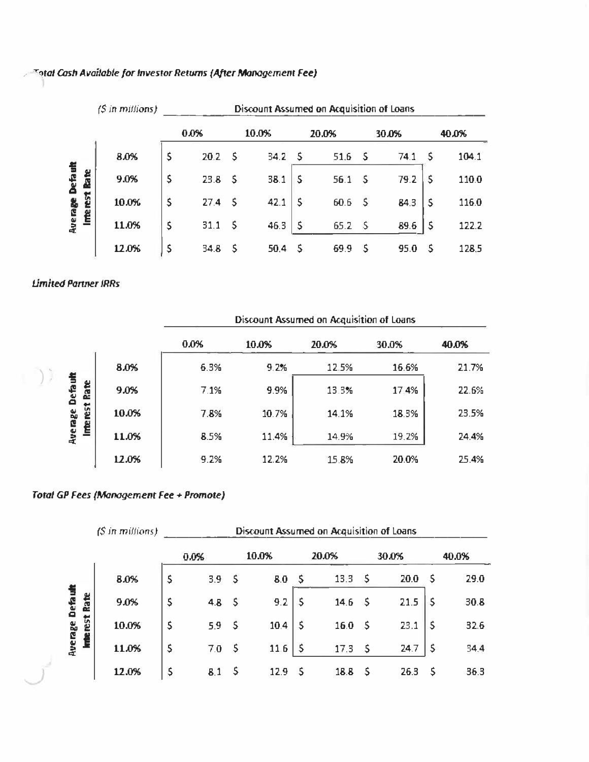*Total Cash Available for Investor Returns (After Management Fee)*

| ($ in millions) | | Discount Assumed on Acquisition of Loans | | | | |
|---|---|---|---|---|---|---|
| | | 0.0% | 10.0% | 20.0% | 30.0% | 40.0% |
| Average Default Interest Rate | 8.0% | $ 20.2 | $ 34.2 | $ 51.6 | $ 74.1 | $ 104.1 |
| | 9.0% | $ 23.8 | $ 38.1 | $ 56.1 | $ 79.2 | $ 110.0 |
| | 10.0% | $ 27.4 | $ 42.1 | $ 60.6 | $ 84.3 | $ 116.0 |
| | 11.0% | $ 31.1 | $ 46.3 | $ 65.2 | $ 89.6 | $ 122.2 |
| | 12.0% | $ 34.8 | $ 50.4 | $ 69.9 | $ 95.0 | $ 128.5 |

*Limited Partner IRRs*

| | | Discount Assumed on Acquisition of Loans | | | | |
|---|---|---|---|---|---|---|
| | | 0.0% | 10.0% | 20.0% | 30.0% | 40.0% |
| Average Default Interest Rate | 8.0% | 6.3% | 9.2% | 12.5% | 16.6% | 21.7% |
| | 9.0% | 7.1% | 9.9% | 13.3% | 17.4% | 22.6% |
| | 10.0% | 7.8% | 10.7% | 14.1% | 18.3% | 23.5% |
| | 11.0% | 8.5% | 11.4% | 14.9% | 19.2% | 24.4% |
| | 12.0% | 9.2% | 12.2% | 15.8% | 20.0% | 25.4% |

*Total GP Fees (Management Fee + Promote)*

| ($ in millions) | | Discount Assumed on Acquisition of Loans | | | | |
|---|---|---|---|---|---|---|
| | | 0.0% | 10.0% | 20.0% | 30.0% | 40.0% |
| Average Default Interest Rate | 8.0% | $ 3.9 | $ 8.0 | $ 13.3 | $ 20.0 | $ 29.0 |
| | 9.0% | $ 4.8 | $ 9.2 | $ 14.6 | $ 21.5 | $ 30.8 |
| | 10.0% | $ 5.9 | $ 10.4 | $ 16.0 | $ 23.1 | $ 32.6 |
| | 11.0% | $ 7.0 | $ 11.6 | $ 17.3 | $ 24.7 | $ 34.4 |
| | 12.0% | $ 8.1 | $ 12.9 | $ 18.8 | $ 26.3 | $ 36.3 |